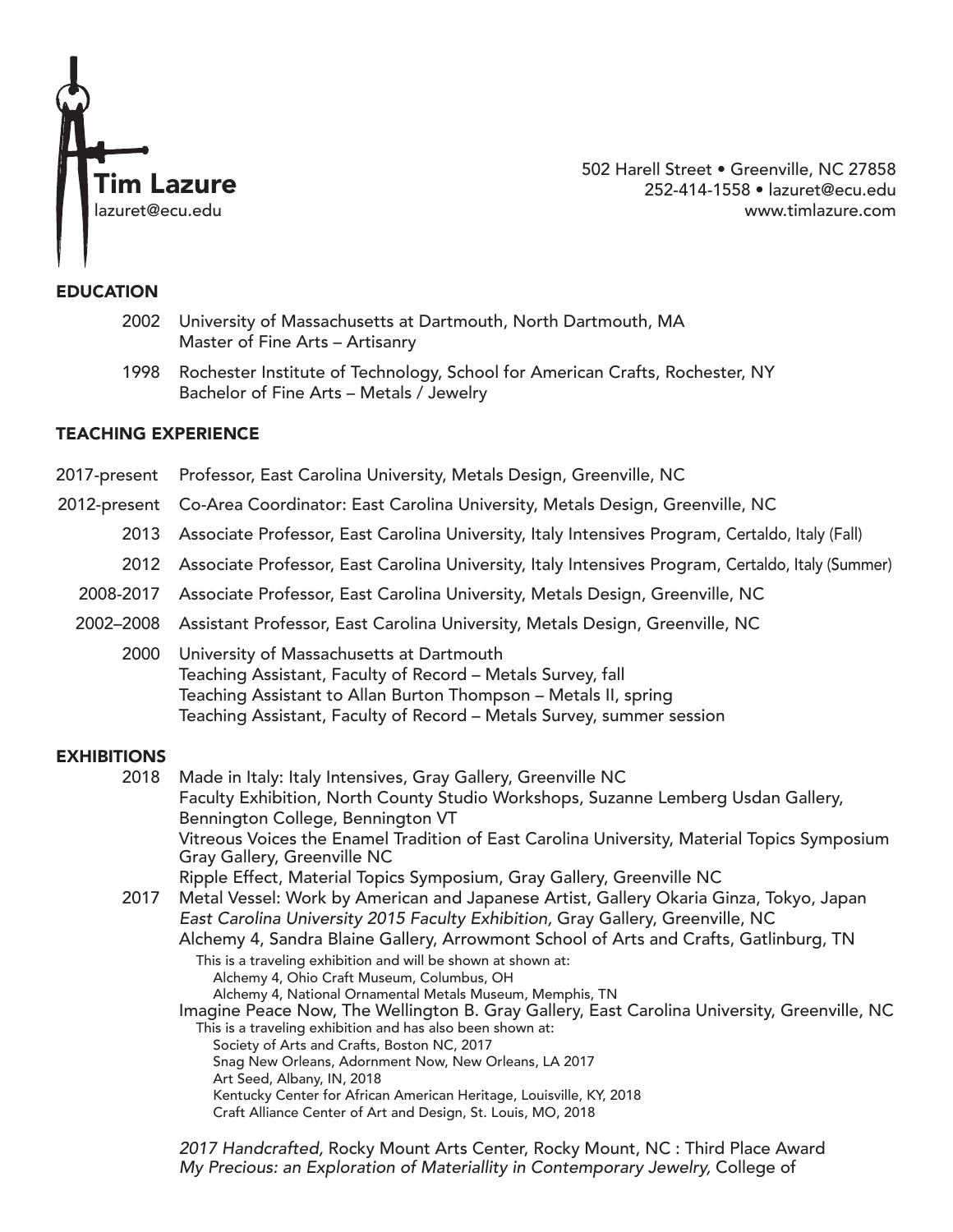# Tim Lazure

lazuret@ecu.edu

502 Harell Street • Greenville, NC 27858
252-414-1558 • lazuret@ecu.edu
www.timlazure.com

## EDUCATION

2002 University of Massachusetts at Dartmouth, North Dartmouth, MA
Master of Fine Arts – Artisanry

1998 Rochester Institute of Technology, School for American Crafts, Rochester, NY
Bachelor of Fine Arts – Metals / Jewelry

## TEACHING EXPERIENCE

2017-present Professor, East Carolina University, Metals Design, Greenville, NC

2012-present Co-Area Coordinator: East Carolina University, Metals Design, Greenville, NC

2013 Associate Professor, East Carolina University, Italy Intensives Program, Certaldo, Italy (Fall)

2012 Associate Professor, East Carolina University, Italy Intensives Program, Certaldo, Italy (Summer)

2008-2017 Associate Professor, East Carolina University, Metals Design, Greenville, NC

2002–2008 Assistant Professor, East Carolina University, Metals Design, Greenville, NC

2000 University of Massachusetts at Dartmouth
Teaching Assistant, Faculty of Record – Metals Survey, fall
Teaching Assistant to Allan Burton Thompson – Metals II, spring
Teaching Assistant, Faculty of Record – Metals Survey, summer session

## EXHIBITIONS

2018 Made in Italy: Italy Intensives, Gray Gallery, Greenville NC
Faculty Exhibition, North County Studio Workshops, Suzanne Lemberg Usdan Gallery, Bennington College, Bennington VT
Vitreous Voices the Enamel Tradition of East Carolina University, Material Topics Symposium Gray Gallery, Greenville NC
Ripple Effect, Material Topics Symposium, Gray Gallery, Greenville NC

2017 Metal Vessel: Work by American and Japanese Artist, Gallery Okaria Ginza, Tokyo, Japan
*East Carolina University 2015 Faculty Exhibition,* Gray Gallery, Greenville, NC
Alchemy 4, Sandra Blaine Gallery, Arrowmont School of Arts and Crafts, Gatlinburg, TN
This is a traveling exhibition and will be shown at shown at:
Alchemy 4, Ohio Craft Museum, Columbus, OH
Alchemy 4, National Ornamental Metals Museum, Memphis, TN
Imagine Peace Now, The Wellington B. Gray Gallery, East Carolina University, Greenville, NC
This is a traveling exhibition and has also been shown at:
Society of Arts and Crafts, Boston NC, 2017
Snag New Orleans, Adornment Now, New Orleans, LA 2017
Art Seed, Albany, IN, 2018
Kentucky Center for African American Heritage, Louisville, KY, 2018
Craft Alliance Center of Art and Design, St. Louis, MO, 2018

*2017 Handcrafted,* Rocky Mount Arts Center, Rocky Mount, NC : Third Place Award
*My Precious: an Exploration of Materiallity in Contemporary Jewelry,* College of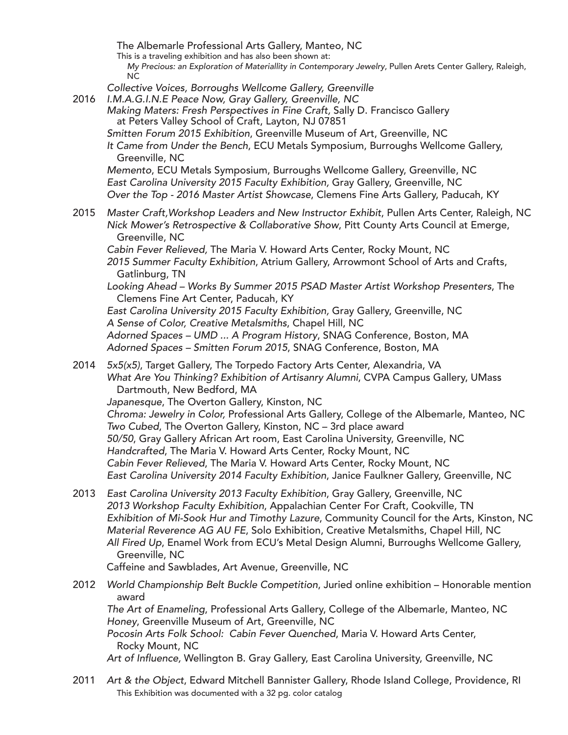The Albemarle Professional Arts Gallery, Manteo, NC
This is a traveling exhibition and has also been shown at:
*My Precious: an Exploration of Materiallity in Contemporary Jewelry*, Pullen Arets Center Gallery, Raleigh, NC
*Collective Voices, Borroughs Wellcome Gallery, Greenville*

2016 *I.M.A.G.I.N.E Peace Now, Gray Gallery, Greenville, NC*
*Making Maters: Fresh Perspectives in Fine Craft,* Sally D. Francisco Gallery at Peters Valley School of Craft, Layton, NJ 07851
*Smitten Forum 2015 Exhibition*, Greenville Museum of Art, Greenville, NC
*It Came from Under the Bench*, ECU Metals Symposium, Burroughs Wellcome Gallery, Greenville, NC
*Memento*, ECU Metals Symposium, Burroughs Wellcome Gallery, Greenville, NC
*East Carolina University 2015 Faculty Exhibition,* Gray Gallery, Greenville, NC
*Over the Top - 2016 Master Artist Showcase*, Clemens Fine Arts Gallery, Paducah, KY

2015 *Master Craft,Workshop Leaders and New Instructor Exhibit*, Pullen Arts Center, Raleigh, NC
*Nick Mower's Retrospective & Collaborative Show*, Pitt County Arts Council at Emerge, Greenville, NC
*Cabin Fever Relieved,* The Maria V. Howard Arts Center, Rocky Mount, NC
*2015 Summer Faculty Exhibition*, Atrium Gallery, Arrowmont School of Arts and Crafts, Gatlinburg, TN
*Looking Ahead – Works By Summer 2015 PSAD Master Artist Workshop Presenters*, The Clemens Fine Art Center, Paducah, KY
*East Carolina University 2015 Faculty Exhibition,* Gray Gallery, Greenville, NC
*A Sense of Color, Creative Metalsmiths*, Chapel Hill, NC
*Adorned Spaces – UMD ... A Program History*, SNAG Conference, Boston, MA
*Adorned Spaces – Smitten Forum 2015*, SNAG Conference, Boston, MA

2014 *5x5(x5)*, Target Gallery, The Torpedo Factory Arts Center, Alexandria, VA
*What Are You Thinking? Exhibition of Artisanry Alumni*, CVPA Campus Gallery, UMass Dartmouth, New Bedford, MA
*Japanesque*, The Overton Gallery, Kinston, NC
*Chroma: Jewelry in Color,* Professional Arts Gallery, College of the Albemarle, Manteo, NC
*Two Cubed*, The Overton Gallery, Kinston, NC – 3rd place award
*50/50*, Gray Gallery African Art room, East Carolina University, Greenville, NC
*Handcrafted*, The Maria V. Howard Arts Center, Rocky Mount, NC
*Cabin Fever Relieved*, The Maria V. Howard Arts Center, Rocky Mount, NC
*East Carolina University 2014 Faculty Exhibition*, Janice Faulkner Gallery, Greenville, NC

2013 *East Carolina University 2013 Faculty Exhibition*, Gray Gallery, Greenville, NC
*2013 Workshop Faculty Exhibition*, Appalachian Center For Craft, Cookville, TN
*Exhibition of Mi-Sook Hur and Timothy Lazure*, Community Council for the Arts, Kinston, NC
*Material Reverence AG AU FE*, Solo Exhibition, Creative Metalsmiths, Chapel Hill, NC
*All Fired Up*, Enamel Work from ECU's Metal Design Alumni, Burroughs Wellcome Gallery, Greenville, NC
Caffeine and Sawblades, Art Avenue, Greenville, NC

2012 *World Championship Belt Buckle Competition*, Juried online exhibition – Honorable mention award
*The Art of Enameling*, Professional Arts Gallery, College of the Albemarle, Manteo, NC
*Honey*, Greenville Museum of Art, Greenville, NC
*Pocosin Arts Folk School: Cabin Fever Quenched*, Maria V. Howard Arts Center, Rocky Mount, NC
*Art of Influence,* Wellington B. Gray Gallery, East Carolina University, Greenville, NC

2011 *Art & the Object*, Edward Mitchell Bannister Gallery, Rhode Island College, Providence, RI
This Exhibition was documented with a 32 pg. color catalog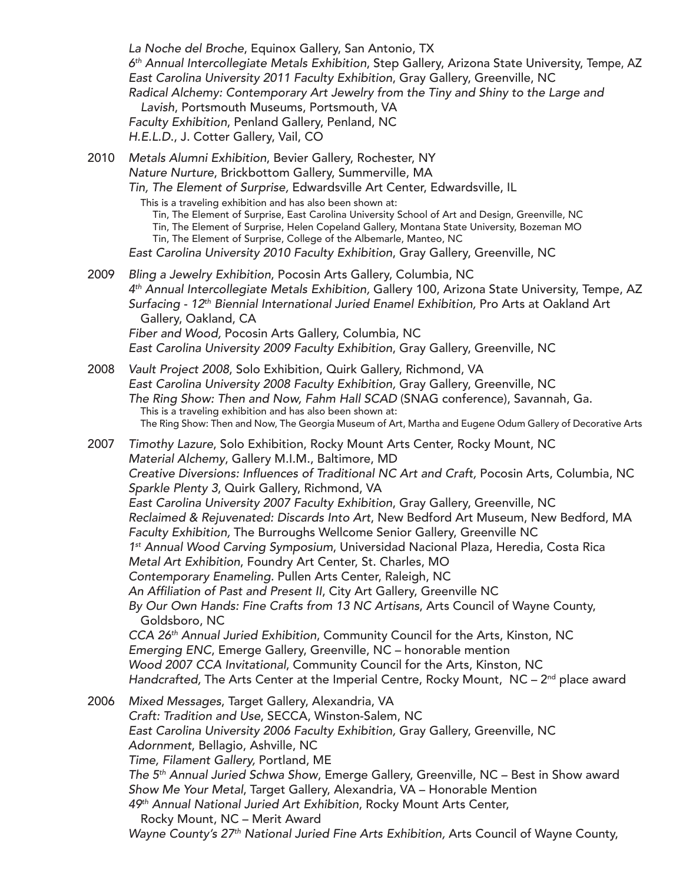*La Noche del Broche*, Equinox Gallery, San Antonio, TX
*6th Annual Intercollegiate Metals Exhibition*, Step Gallery, Arizona State University, Tempe, AZ
*East Carolina University 2011 Faculty Exhibition*, Gray Gallery, Greenville, NC
*Radical Alchemy: Contemporary Art Jewelry from the Tiny and Shiny to the Large and Lavish*, Portsmouth Museums, Portsmouth, VA
*Faculty Exhibition*, Penland Gallery, Penland, NC
*H.E.L.D.*, J. Cotter Gallery, Vail, CO

2010 *Metals Alumni Exhibition*, Bevier Gallery, Rochester, NY
*Nature Nurture*, Brickbottom Gallery, Summerville, MA
*Tin, The Element of Surprise,* Edwardsville Art Center, Edwardsville, IL
This is a traveling exhibition and has also been shown at:
Tin, The Element of Surprise, East Carolina University School of Art and Design, Greenville, NC
Tin, The Element of Surprise, Helen Copeland Gallery, Montana State University, Bozeman MO
Tin, The Element of Surprise, College of the Albemarle, Manteo, NC
*East Carolina University 2010 Faculty Exhibition*, Gray Gallery, Greenville, NC

2009 *Bling a Jewelry Exhibition*, Pocosin Arts Gallery, Columbia, NC
*4th Annual Intercollegiate Metals Exhibition,* Gallery 100, Arizona State University, Tempe, AZ
*Surfacing - 12th Biennial International Juried Enamel Exhibition,* Pro Arts at Oakland Art Gallery, Oakland, CA
*Fiber and Wood,* Pocosin Arts Gallery, Columbia, NC
*East Carolina University 2009 Faculty Exhibition*, Gray Gallery, Greenville, NC

2008 *Vault Project 2008*, Solo Exhibition, Quirk Gallery, Richmond, VA
*East Carolina University 2008 Faculty Exhibition,* Gray Gallery, Greenville, NC
*The Ring Show: Then and Now, Fahm Hall SCAD* (SNAG conference), Savannah, Ga.
This is a traveling exhibition and has also been shown at:
The Ring Show: Then and Now, The Georgia Museum of Art, Martha and Eugene Odum Gallery of Decorative Arts

2007 *Timothy Lazure*, Solo Exhibition, Rocky Mount Arts Center, Rocky Mount, NC
*Material Alchemy*, Gallery M.I.M., Baltimore, MD
*Creative Diversions: Influences of Traditional NC Art and Craft,* Pocosin Arts, Columbia, NC
*Sparkle Plenty 3*, Quirk Gallery, Richmond, VA
*East Carolina University 2007 Faculty Exhibition*, Gray Gallery, Greenville, NC
*Reclaimed & Rejuvenated: Discards Into Art*, New Bedford Art Museum, New Bedford, MA
*Faculty Exhibition,* The Burroughs Wellcome Senior Gallery, Greenville NC
*1st Annual Wood Carving Symposium*, Universidad Nacional Plaza, Heredia, Costa Rica
*Metal Art Exhibition*, Foundry Art Center, St. Charles, MO
*Contemporary Enameling.* Pullen Arts Center, Raleigh, NC
*An Affiliation of Past and Present II*, City Art Gallery, Greenville NC
*By Our Own Hands: Fine Crafts from 13 NC Artisans*, Arts Council of Wayne County, Goldsboro, NC
*CCA 26th Annual Juried Exhibition*, Community Council for the Arts, Kinston, NC
*Emerging ENC*, Emerge Gallery, Greenville, NC – honorable mention
*Wood 2007 CCA Invitational*, Community Council for the Arts, Kinston, NC
*Handcrafted,* The Arts Center at the Imperial Centre, Rocky Mount, NC – 2nd place award

2006 *Mixed Messages*, Target Gallery, Alexandria, VA
*Craft: Tradition and Use*, SECCA, Winston-Salem, NC
*East Carolina University 2006 Faculty Exhibition,* Gray Gallery, Greenville, NC
*Adornment*, Bellagio, Ashville, NC
*Time, Filament Gallery,* Portland, ME
*The 5th Annual Juried Schwa Show*, Emerge Gallery, Greenville, NC – Best in Show award
*Show Me Your Metal*, Target Gallery, Alexandria, VA – Honorable Mention
*49th Annual National Juried Art Exhibition*, Rocky Mount Arts Center, Rocky Mount, NC – Merit Award
*Wayne County's 27th National Juried Fine Arts Exhibition,* Arts Council of Wayne County,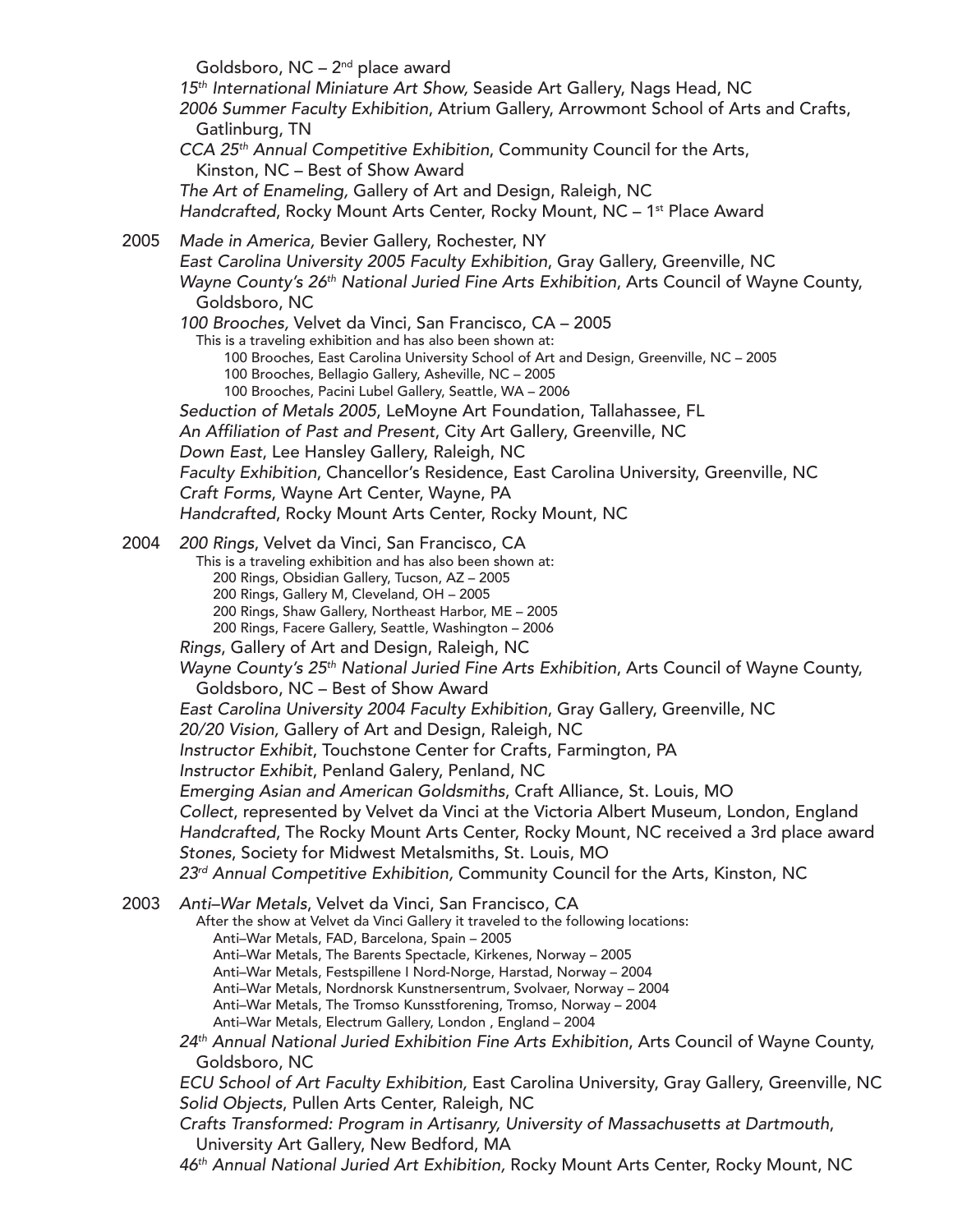Goldsboro, NC – 2nd place award
*15th International Miniature Art Show,* Seaside Art Gallery, Nags Head, NC
*2006 Summer Faculty Exhibition*, Atrium Gallery, Arrowmont School of Arts and Crafts, Gatlinburg, TN
*CCA 25th Annual Competitive Exhibition*, Community Council for the Arts, Kinston, NC – Best of Show Award
*The Art of Enameling,* Gallery of Art and Design, Raleigh, NC
*Handcrafted*, Rocky Mount Arts Center, Rocky Mount, NC – 1st Place Award

2005 *Made in America,* Bevier Gallery, Rochester, NY
*East Carolina University 2005 Faculty Exhibition*, Gray Gallery, Greenville, NC
*Wayne County's 26th National Juried Fine Arts Exhibition*, Arts Council of Wayne County, Goldsboro, NC
*100 Brooches,* Velvet da Vinci, San Francisco, CA – 2005
This is a traveling exhibition and has also been shown at:
100 Brooches, East Carolina University School of Art and Design, Greenville, NC – 2005
100 Brooches, Bellagio Gallery, Asheville, NC – 2005
100 Brooches, Pacini Lubel Gallery, Seattle, WA – 2006
*Seduction of Metals 2005*, LeMoyne Art Foundation, Tallahassee, FL
*An Affiliation of Past and Present*, City Art Gallery, Greenville, NC
*Down East*, Lee Hansley Gallery, Raleigh, NC
*Faculty Exhibition*, Chancellor's Residence, East Carolina University, Greenville, NC
*Craft Forms*, Wayne Art Center, Wayne, PA
*Handcrafted*, Rocky Mount Arts Center, Rocky Mount, NC

2004 *200 Rings*, Velvet da Vinci, San Francisco, CA
This is a traveling exhibition and has also been shown at:
200 Rings, Obsidian Gallery, Tucson, AZ – 2005
200 Rings, Gallery M, Cleveland, OH – 2005
200 Rings, Shaw Gallery, Northeast Harbor, ME – 2005
200 Rings, Facere Gallery, Seattle, Washington – 2006
*Rings*, Gallery of Art and Design, Raleigh, NC
*Wayne County's 25th National Juried Fine Arts Exhibition*, Arts Council of Wayne County, Goldsboro, NC – Best of Show Award
*East Carolina University 2004 Faculty Exhibition*, Gray Gallery, Greenville, NC
*20/20 Vision,* Gallery of Art and Design, Raleigh, NC
*Instructor Exhibit*, Touchstone Center for Crafts, Farmington, PA
*Instructor Exhibit*, Penland Galery, Penland, NC
*Emerging Asian and American Goldsmiths*, Craft Alliance, St. Louis, MO
*Collect*, represented by Velvet da Vinci at the Victoria Albert Museum, London, England
*Handcrafted*, The Rocky Mount Arts Center, Rocky Mount, NC received a 3rd place award
*Stones*, Society for Midwest Metalsmiths, St. Louis, MO
*23rd Annual Competitive Exhibition,* Community Council for the Arts, Kinston, NC

2003 *Anti–War Metals*, Velvet da Vinci, San Francisco, CA
After the show at Velvet da Vinci Gallery it traveled to the following locations:
Anti–War Metals, FAD, Barcelona, Spain – 2005
Anti–War Metals, The Barents Spectacle, Kirkenes, Norway – 2005
Anti–War Metals, Festspillene I Nord-Norge, Harstad, Norway – 2004
Anti–War Metals, Nordnorsk Kunstnersentrum, Svolvaer, Norway – 2004
Anti–War Metals, The Tromso Kunsstforening, Tromso, Norway – 2004
Anti–War Metals, Electrum Gallery, London , England – 2004
*24th Annual National Juried Exhibition Fine Arts Exhibition*, Arts Council of Wayne County, Goldsboro, NC
*ECU School of Art Faculty Exhibition,* East Carolina University, Gray Gallery, Greenville, NC
*Solid Objects*, Pullen Arts Center, Raleigh, NC
*Crafts Transformed: Program in Artisanry, University of Massachusetts at Dartmouth*, University Art Gallery, New Bedford, MA
*46th Annual National Juried Art Exhibition,* Rocky Mount Arts Center, Rocky Mount, NC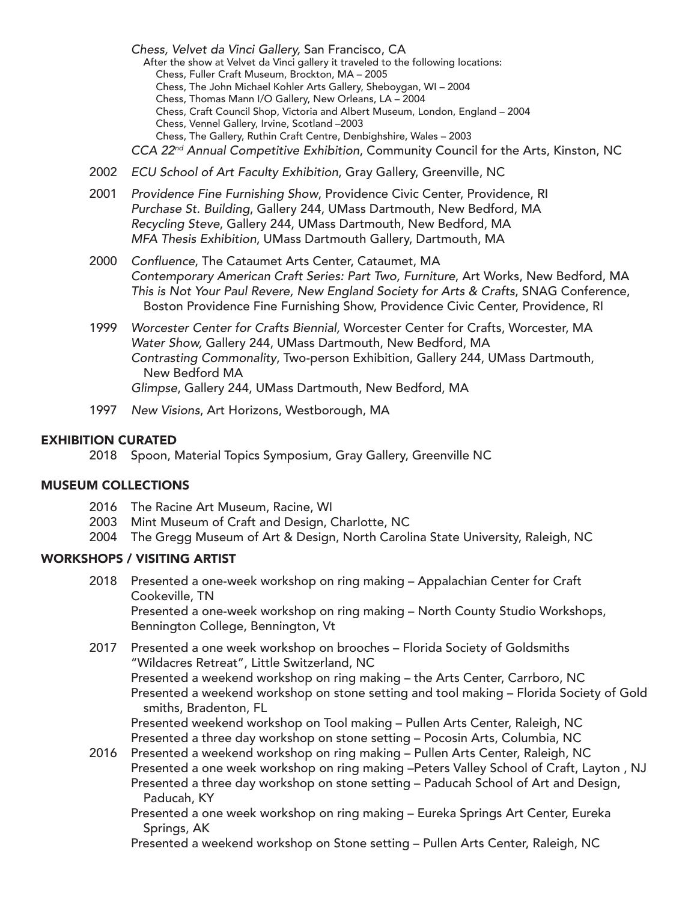*Chess, Velvet da Vinci Gallery,* San Francisco, CA
After the show at Velvet da Vinci gallery it traveled to the following locations:
Chess, Fuller Craft Museum, Brockton, MA – 2005
Chess, The John Michael Kohler Arts Gallery, Sheboygan, WI – 2004
Chess, Thomas Mann I/O Gallery, New Orleans, LA – 2004
Chess, Craft Council Shop, Victoria and Albert Museum, London, England – 2004
Chess, Vennel Gallery, Irvine, Scotland –2003
Chess, The Gallery, Ruthin Craft Centre, Denbighshire, Wales – 2003
*CCA 22nd Annual Competitive Exhibition*, Community Council for the Arts, Kinston, NC

2002 *ECU School of Art Faculty Exhibition*, Gray Gallery, Greenville, NC

2001 *Providence Fine Furnishing Show*, Providence Civic Center, Providence, RI
*Purchase St. Building*, Gallery 244, UMass Dartmouth, New Bedford, MA
*Recycling Steve*, Gallery 244, UMass Dartmouth, New Bedford, MA
*MFA Thesis Exhibition*, UMass Dartmouth Gallery, Dartmouth, MA

2000 *Confluence*, The Cataumet Arts Center, Cataumet, MA
*Contemporary American Craft Series: Part Two, Furniture*, Art Works, New Bedford, MA
*This is Not Your Paul Revere, New England Society for Arts & Crafts*, SNAG Conference, Boston Providence Fine Furnishing Show, Providence Civic Center, Providence, RI

1999 *Worcester Center for Crafts Biennial,* Worcester Center for Crafts, Worcester, MA
*Water Show,* Gallery 244, UMass Dartmouth, New Bedford, MA
*Contrasting Commonality*, Two-person Exhibition, Gallery 244, UMass Dartmouth, New Bedford MA
*Glimpse*, Gallery 244, UMass Dartmouth, New Bedford, MA

1997 *New Visions*, Art Horizons, Westborough, MA

## EXHIBITION CURATED

2018 Spoon, Material Topics Symposium, Gray Gallery, Greenville NC

## MUSEUM COLLECTIONS

2016 The Racine Art Museum, Racine, WI
2003 Mint Museum of Craft and Design, Charlotte, NC
2004 The Gregg Museum of Art & Design, North Carolina State University, Raleigh, NC

## WORKSHOPS / VISITING ARTIST

2018 Presented a one-week workshop on ring making – Appalachian Center for Craft Cookeville, TN
Presented a one-week workshop on ring making – North County Studio Workshops, Bennington College, Bennington, Vt

2017 Presented a one week workshop on brooches – Florida Society of Goldsmiths "Wildacres Retreat", Little Switzerland, NC
Presented a weekend workshop on ring making – the Arts Center, Carrboro, NC
Presented a weekend workshop on stone setting and tool making – Florida Society of Gold smiths, Bradenton, FL
Presented weekend workshop on Tool making – Pullen Arts Center, Raleigh, NC
Presented a three day workshop on stone setting – Pocosin Arts, Columbia, NC

2016 Presented a weekend workshop on ring making – Pullen Arts Center, Raleigh, NC
Presented a one week workshop on ring making –Peters Valley School of Craft, Layton , NJ
Presented a three day workshop on stone setting – Paducah School of Art and Design, Paducah, KY
Presented a one week workshop on ring making – Eureka Springs Art Center, Eureka Springs, AK
Presented a weekend workshop on Stone setting – Pullen Arts Center, Raleigh, NC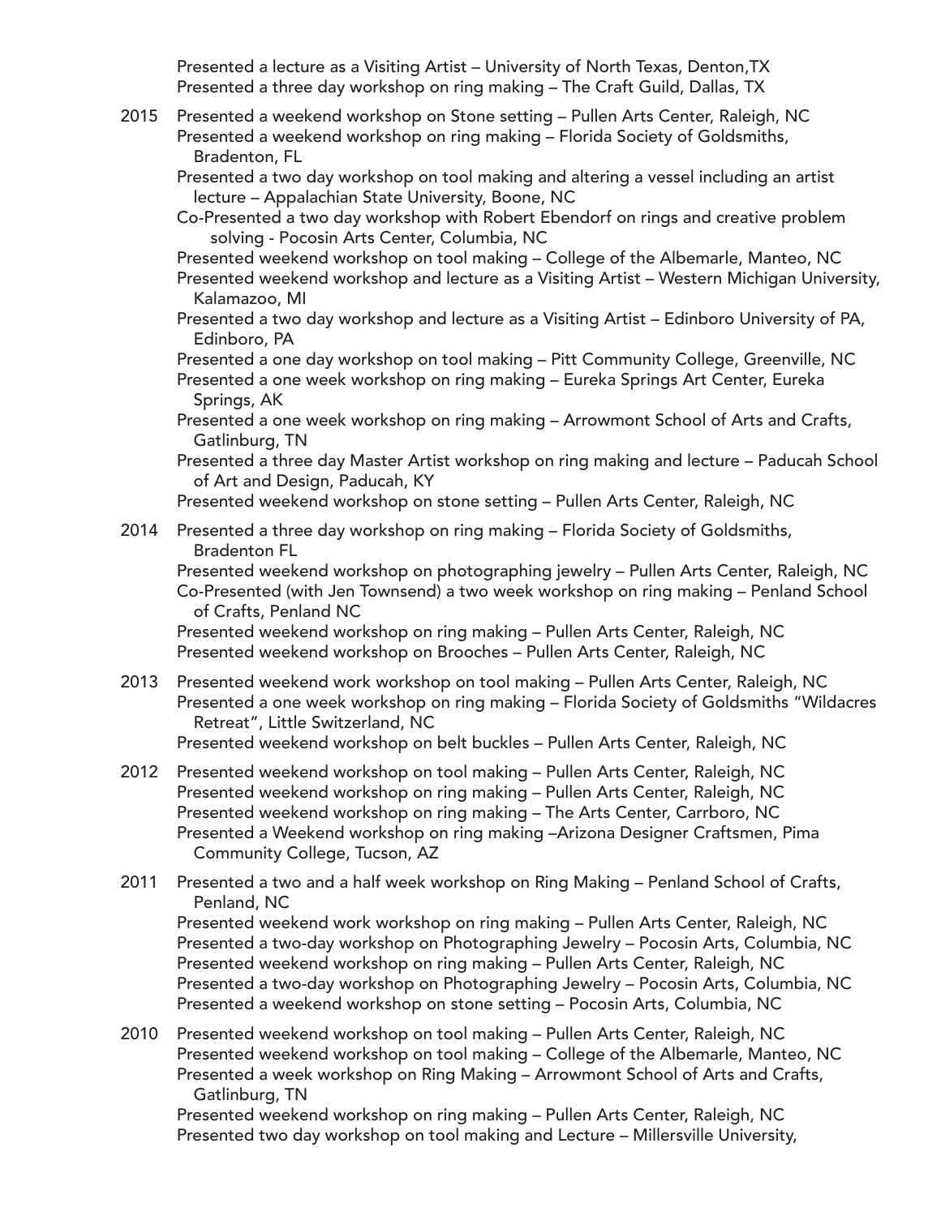Presented a lecture as a Visiting Artist – University of North Texas, Denton,TX
Presented a three day workshop on ring making – The Craft Guild, Dallas, TX

2015 Presented a weekend workshop on Stone setting – Pullen Arts Center, Raleigh, NC
Presented a weekend workshop on ring making – Florida Society of Goldsmiths, Bradenton, FL
Presented a two day workshop on tool making and altering a vessel including an artist lecture – Appalachian State University, Boone, NC
Co-Presented a two day workshop with Robert Ebendorf on rings and creative problem solving - Pocosin Arts Center, Columbia, NC
Presented weekend workshop on tool making – College of the Albemarle, Manteo, NC
Presented weekend workshop and lecture as a Visiting Artist – Western Michigan University, Kalamazoo, MI
Presented a two day workshop and lecture as a Visiting Artist – Edinboro University of PA, Edinboro, PA
Presented a one day workshop on tool making – Pitt Community College, Greenville, NC
Presented a one week workshop on ring making – Eureka Springs Art Center, Eureka Springs, AK
Presented a one week workshop on ring making – Arrowmont School of Arts and Crafts, Gatlinburg, TN
Presented a three day Master Artist workshop on ring making and lecture – Paducah School of Art and Design, Paducah, KY
Presented weekend workshop on stone setting – Pullen Arts Center, Raleigh, NC

2014 Presented a three day workshop on ring making – Florida Society of Goldsmiths, Bradenton FL
Presented weekend workshop on photographing jewelry – Pullen Arts Center, Raleigh, NC
Co-Presented (with Jen Townsend) a two week workshop on ring making – Penland School of Crafts, Penland NC
Presented weekend workshop on ring making – Pullen Arts Center, Raleigh, NC
Presented weekend workshop on Brooches – Pullen Arts Center, Raleigh, NC

2013 Presented weekend work workshop on tool making – Pullen Arts Center, Raleigh, NC
Presented a one week workshop on ring making – Florida Society of Goldsmiths "Wildacres Retreat", Little Switzerland, NC
Presented weekend workshop on belt buckles – Pullen Arts Center, Raleigh, NC

2012 Presented weekend workshop on tool making – Pullen Arts Center, Raleigh, NC
Presented weekend workshop on ring making – Pullen Arts Center, Raleigh, NC
Presented weekend workshop on ring making – The Arts Center, Carrboro, NC
Presented a Weekend workshop on ring making –Arizona Designer Craftsmen, Pima Community College, Tucson, AZ

2011 Presented a two and a half week workshop on Ring Making – Penland School of Crafts, Penland, NC
Presented weekend work workshop on ring making – Pullen Arts Center, Raleigh, NC
Presented a two-day workshop on Photographing Jewelry – Pocosin Arts, Columbia, NC
Presented weekend workshop on ring making – Pullen Arts Center, Raleigh, NC
Presented a two-day workshop on Photographing Jewelry – Pocosin Arts, Columbia, NC
Presented a weekend workshop on stone setting – Pocosin Arts, Columbia, NC

2010 Presented weekend workshop on tool making – Pullen Arts Center, Raleigh, NC
Presented weekend workshop on tool making – College of the Albemarle, Manteo, NC
Presented a week workshop on Ring Making – Arrowmont School of Arts and Crafts, Gatlinburg, TN
Presented weekend workshop on ring making – Pullen Arts Center, Raleigh, NC
Presented two day workshop on tool making and Lecture – Millersville University,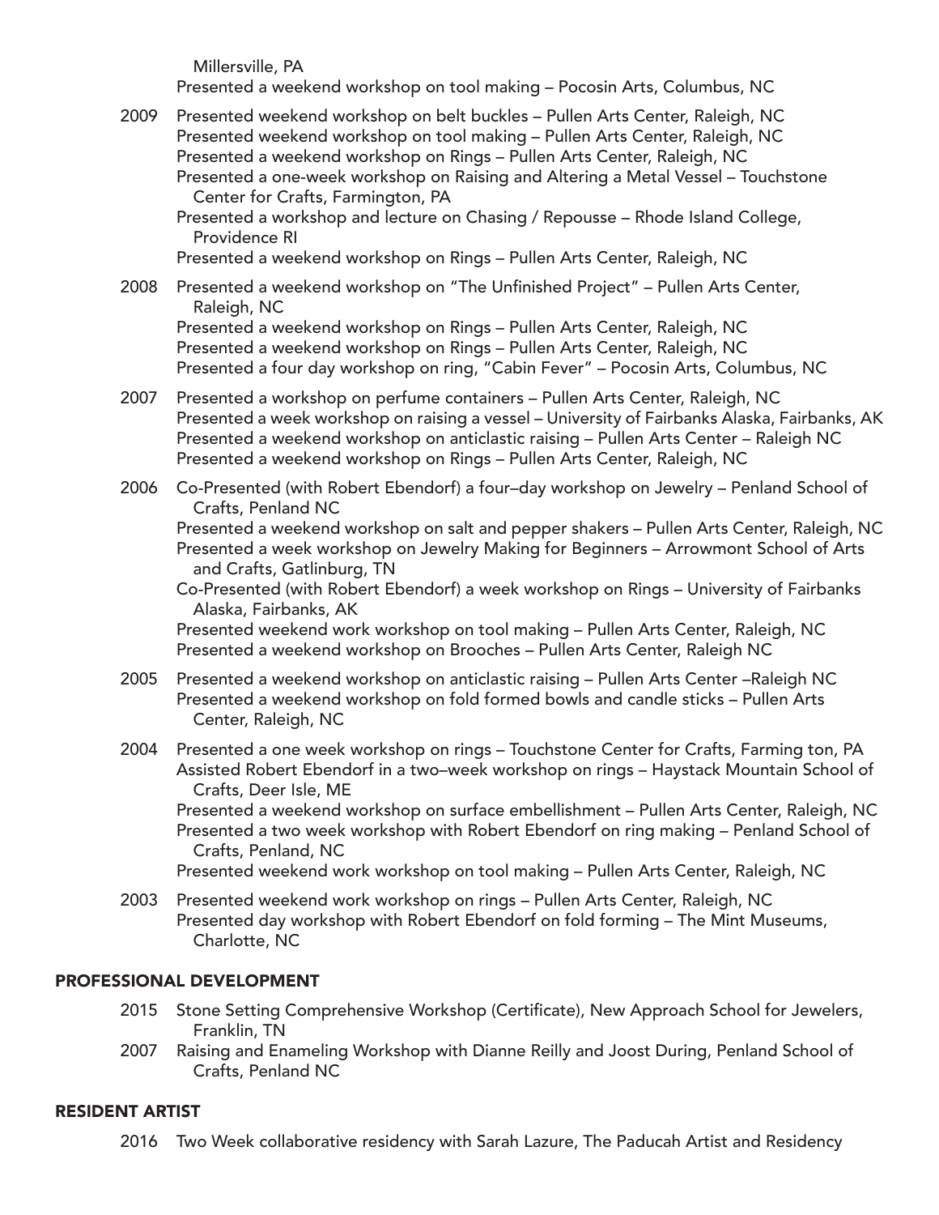Millersville, PA
Presented a weekend workshop on tool making – Pocosin Arts, Columbus, NC

2009 Presented weekend workshop on belt buckles – Pullen Arts Center, Raleigh, NC
Presented weekend workshop on tool making – Pullen Arts Center, Raleigh, NC
Presented a weekend workshop on Rings – Pullen Arts Center, Raleigh, NC
Presented a one-week workshop on Raising and Altering a Metal Vessel – Touchstone Center for Crafts, Farmington, PA
Presented a workshop and lecture on Chasing / Repousse – Rhode Island College, Providence RI
Presented a weekend workshop on Rings – Pullen Arts Center, Raleigh, NC

2008 Presented a weekend workshop on "The Unfinished Project" – Pullen Arts Center, Raleigh, NC
Presented a weekend workshop on Rings – Pullen Arts Center, Raleigh, NC
Presented a weekend workshop on Rings – Pullen Arts Center, Raleigh, NC
Presented a four day workshop on ring, "Cabin Fever" – Pocosin Arts, Columbus, NC

2007 Presented a workshop on perfume containers – Pullen Arts Center, Raleigh, NC
Presented a week workshop on raising a vessel – University of Fairbanks Alaska, Fairbanks, AK
Presented a weekend workshop on anticlastic raising – Pullen Arts Center – Raleigh NC
Presented a weekend workshop on Rings – Pullen Arts Center, Raleigh, NC

2006 Co-Presented (with Robert Ebendorf) a four–day workshop on Jewelry – Penland School of Crafts, Penland NC
Presented a weekend workshop on salt and pepper shakers – Pullen Arts Center, Raleigh, NC
Presented a week workshop on Jewelry Making for Beginners – Arrowmont School of Arts and Crafts, Gatlinburg, TN
Co-Presented (with Robert Ebendorf) a week workshop on Rings – University of Fairbanks Alaska, Fairbanks, AK
Presented weekend work workshop on tool making – Pullen Arts Center, Raleigh, NC
Presented a weekend workshop on Brooches – Pullen Arts Center, Raleigh NC

2005 Presented a weekend workshop on anticlastic raising – Pullen Arts Center –Raleigh NC
Presented a weekend workshop on fold formed bowls and candle sticks – Pullen Arts Center, Raleigh, NC

2004 Presented a one week workshop on rings – Touchstone Center for Crafts, Farming ton, PA
Assisted Robert Ebendorf in a two–week workshop on rings – Haystack Mountain School of Crafts, Deer Isle, ME
Presented a weekend workshop on surface embellishment – Pullen Arts Center, Raleigh, NC
Presented a two week workshop with Robert Ebendorf on ring making – Penland School of Crafts, Penland, NC
Presented weekend work workshop on tool making – Pullen Arts Center, Raleigh, NC

2003 Presented weekend work workshop on rings – Pullen Arts Center, Raleigh, NC
Presented day workshop with Robert Ebendorf on fold forming – The Mint Museums, Charlotte, NC

## PROFESSIONAL DEVELOPMENT

2015 Stone Setting Comprehensive Workshop (Certificate), New Approach School for Jewelers, Franklin, TN

2007 Raising and Enameling Workshop with Dianne Reilly and Joost During, Penland School of Crafts, Penland NC

## RESIDENT ARTIST

2016 Two Week collaborative residency with Sarah Lazure, The Paducah Artist and Residency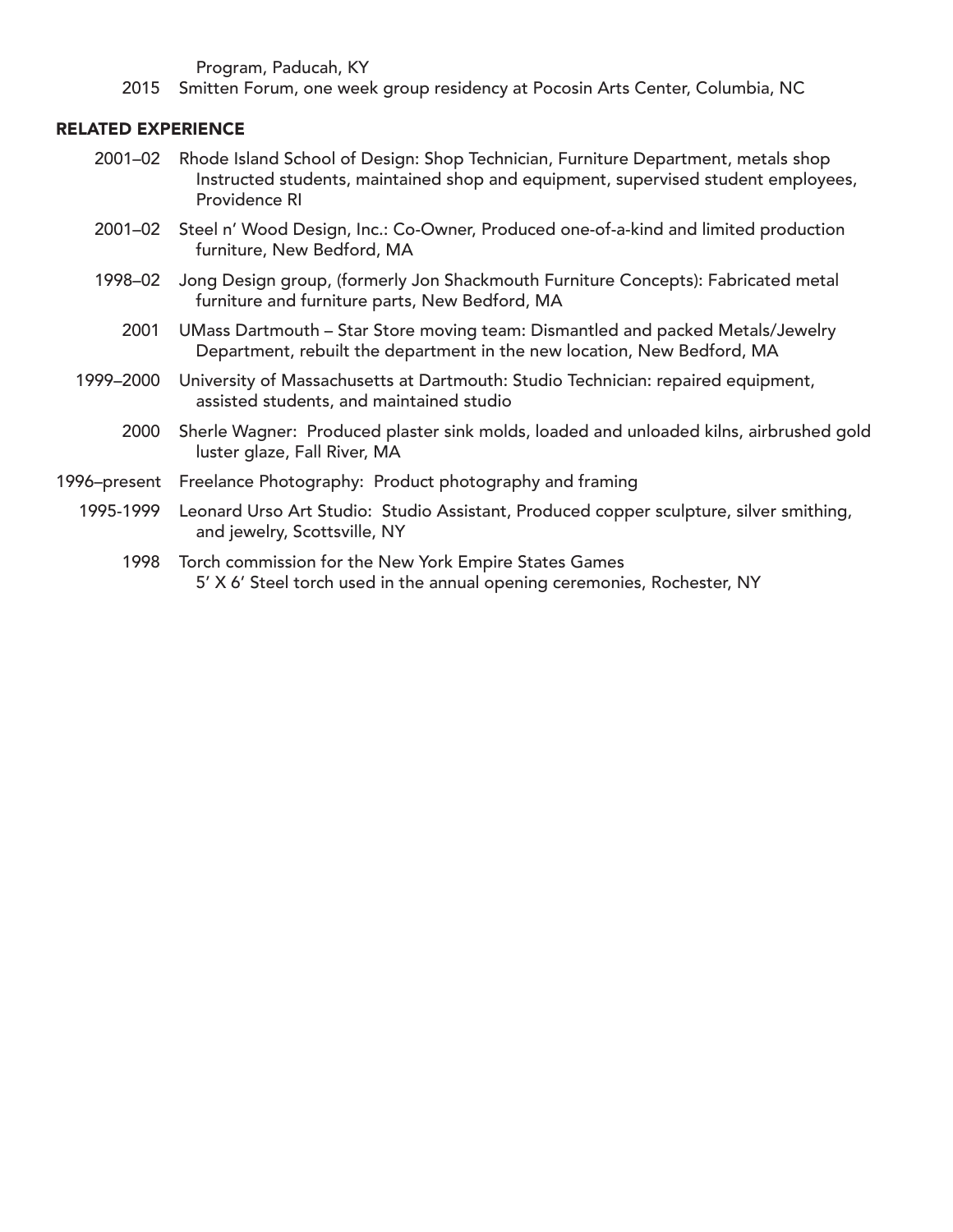Program, Paducah, KY

2015 Smitten Forum, one week group residency at Pocosin Arts Center, Columbia, NC

## RELATED EXPERIENCE

2001–02 Rhode Island School of Design: Shop Technician, Furniture Department, metals shop Instructed students, maintained shop and equipment, supervised student employees, Providence RI

2001–02 Steel n' Wood Design, Inc.: Co-Owner, Produced one-of-a-kind and limited production furniture, New Bedford, MA

1998–02 Jong Design group, (formerly Jon Shackmouth Furniture Concepts): Fabricated metal furniture and furniture parts, New Bedford, MA

2001 UMass Dartmouth – Star Store moving team: Dismantled and packed Metals/Jewelry Department, rebuilt the department in the new location, New Bedford, MA

1999–2000 University of Massachusetts at Dartmouth: Studio Technician: repaired equipment, assisted students, and maintained studio

2000 Sherle Wagner: Produced plaster sink molds, loaded and unloaded kilns, airbrushed gold luster glaze, Fall River, MA

1996–present Freelance Photography: Product photography and framing

1995-1999 Leonard Urso Art Studio: Studio Assistant, Produced copper sculpture, silver smithing, and jewelry, Scottsville, NY

1998 Torch commission for the New York Empire States Games
5' X 6' Steel torch used in the annual opening ceremonies, Rochester, NY